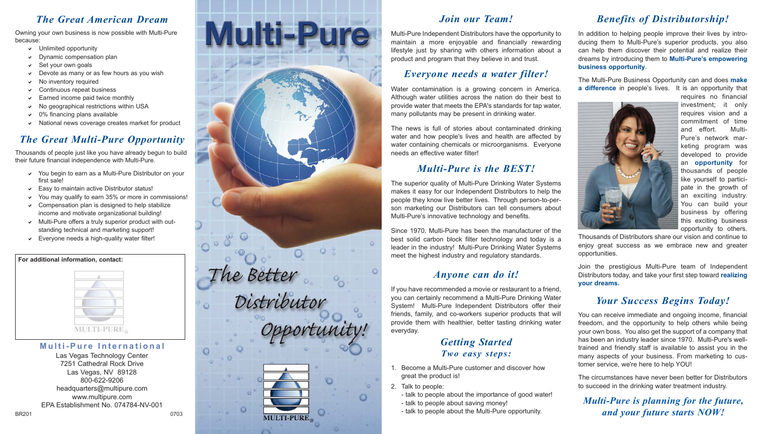## *The Great American Dream*

Owning your own business is now possible with Multi-Pure because:

- Unlimited opportunity
- Dynamic compensation plan
- Set your own goals
- Devote as many or as few hours as you wish
- No inventory required
- Continuous repeat business
- Earned income paid twice monthly
- No geographical restrictions within USA
- 0% financing plans available
- National news coverage creates market for product

## *The Great Multi-Pure Opportunity*

Thousands of people just like you have already begun to build their future financial independence with Multi-Pure.

- You begin to earn as a Multi-Pure Distributor on your first sale!
- Easy to maintain active Distributor status!
- You may qualify to earn 35% or more in commissions!
- Compensation plan is designed to help stabilize income and motivate organizational building!
- Multi-Pure offers a truly superior product with outstanding technical and marketing support!
- Everyone needs a high-quality water filter!

**For additional information, contact:**

MULTI-PURE®

**Multi-Pure International**

Las Vegas Technology Center
7251 Cathedral Rock Drive
Las Vegas, NV 89128
800-622-9206
headquarters@multipure.com
www.multipure.com
EPA Establishment No. 074784-NV-001

BR201 0703

# Multi-Pure

*The Better Distributor Opportunity!*

MULTI-PURE®

## *Join our Team!*

Multi-Pure Independent Distributors have the opportunity to maintain a more enjoyable and financially rewarding lifestyle just by sharing with others information about a product and program that they believe in and trust.

## *Everyone needs a water filter!*

Water contamination is a growing concern in America. Although water utilities across the nation do their best to provide water that meets the EPA's standards for tap water, many pollutants may be present in drinking water.

The news is full of stories about contaminated drinking water and how people's lives and health are affected by water containing chemicals or microorganisms. Everyone needs an effective water filter!

## *Multi-Pure is the BEST!*

The superior quality of Multi-Pure Drinking Water Systems makes it easy for our Independent Distributors to help the people they know live better lives. Through person-to-person marketing our Distributors can tell consumers about Multi-Pure's innovative technology and benefits.

Since 1970, Multi-Pure has been the manufacturer of the best solid carbon block filter technology and today is a leader in the industry! Multi-Pure Drinking Water Systems meet the highest industry and regulatory standards.

## *Anyone can do it!*

If you have recommended a movie or restaurant to a friend, you can certainly recommend a Multi-Pure Drinking Water System! Multi-Pure Independent Distributors offer their friends, family, and co-workers superior products that will provide them with healthier, better tasting drinking water everyday.

## *Getting Started*

### *Two easy steps:*

1. Become a Multi-Pure customer and discover how great the product is!
2. Talk to people:
   - talk to people about the importance of good water!
   - talk to people about saving money!
   - talk to people about the Multi-Pure opportunity.

## *Benefits of Distributorship!*

In addition to helping people improve their lives by introducing them to Multi-Pure's superior products, you also can help them discover their potential and realize their dreams by introducing them to **Multi-Pure's empowering business opportunity**.

The Multi-Pure Business Opportunity can and does **make a difference** in people's lives. It is an opportunity that requires no financial investment; it only requires vision and a commitment of time and effort. Multi-Pure's network marketing program was developed to provide an **opportunity** for thousands of people like yourself to participate in the growth of an exciting industry. You can build your business by offering this exciting business opportunity to others.

Thousands of Distributors share our vision and continue to enjoy great success as we embrace new and greater opportunities.

Join the prestigious Multi-Pure team of Independent Distributors today, and take your first step toward **realizing your dreams.**

## *Your Success Begins Today!*

You can receive immediate and ongoing income, financial freedom, and the opportunity to help others while being your own boss. You also get the support of a company that has been an industry leader since 1970. Multi-Pure's well-trained and friendly staff is available to assist you in the many aspects of your business. From marketing to customer service, we're here to help YOU!

The circumstances have never been better for Distributors to succeed in the drinking water treatment industry.

*Multi-Pure is planning for the future, and your future starts NOW!*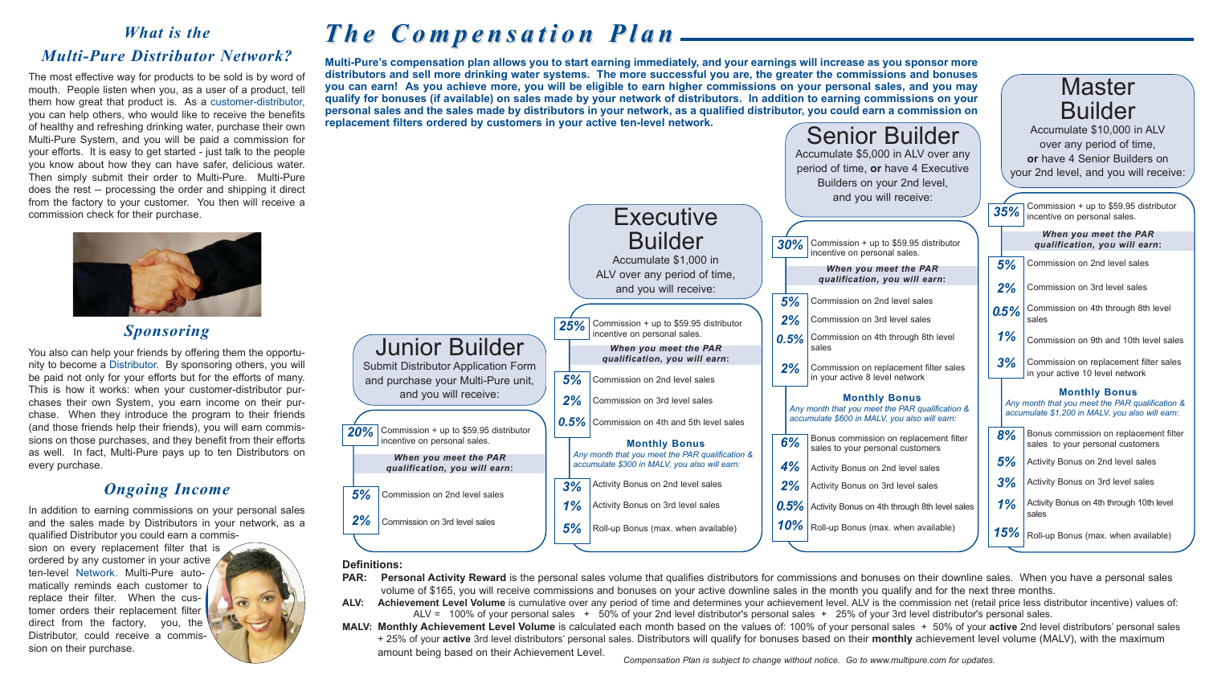## *What is the Multi-Pure Distributor Network?*

The most effective way for products to be sold is by word of mouth. People listen when you, as a user of a product, tell them how great that product is. As a customer-distributor, you can help others, who would like to receive the benefits of healthy and refreshing drinking water, purchase their own Multi-Pure System, and you will be paid a commission for your efforts. It is easy to get started - just talk to the people you know about how they can have safer, delicious water. Then simply submit their order to Multi-Pure. Multi-Pure does the rest -- processing the order and shipping it direct from the factory to your customer. You then will receive a commission check for their purchase.

## *Sponsoring*

You also can help your friends by offering them the opportunity to become a Distributor. By sponsoring others, you will be paid not only for your efforts but for the efforts of many. This is how it works: when your customer-distributor purchases their own System, you earn income on their purchase. When they introduce the program to their friends (and those friends help their friends), you will earn commissions on those purchases, and they benefit from their efforts as well. In fact, Multi-Pure pays up to ten Distributors on every purchase.

## *Ongoing Income*

In addition to earning commissions on your personal sales and the sales made by Distributors in your network, as a qualified Distributor you could earn a commission on every replacement filter that is ordered by any customer in your active ten-level Network. Multi-Pure automatically reminds each customer to replace their filter. When the customer orders their replacement filter direct from the factory, you, the Distributor, could receive a commission on their purchase.

# *The Compensation Plan*

**Multi-Pure's compensation plan allows you to start earning immediately, and your earnings will increase as you sponsor more distributors and sell more drinking water systems. The more successful you are, the greater the commissions and bonuses you can earn! As you achieve more, you will be eligible to earn higher commissions on your personal sales, and you may qualify for bonuses (if available) on sales made by your network of distributors. In addition to earning commissions on your personal sales and the sales made by distributors in your network, as a qualified distributor, you could earn a commission on replacement filters ordered by customers in your active ten-level network.**

## Junior Builder

Submit Distributor Application Form and purchase your Multi-Pure unit, and you will receive:

| | |
|---|---|
| 20% | Commission + up to $59.95 distributor incentive on personal sales. |

***When you meet the PAR qualification, you will earn:***

| | |
|---|---|
| 5% | Commission on 2nd level sales |
| 2% | Commission on 3rd level sales |

## Executive Builder

Accumulate $1,000 in ALV over any period of time, and you will receive:

| | |
|---|---|
| 25% | Commission + up to $59.95 distributor incentive on personal sales. |

***When you meet the PAR qualification, you will earn:***

| | |
|---|---|
| 5% | Commission on 2nd level sales |
| 2% | Commission on 3rd level sales |
| 0.5% | Commission on 4th and 5th level sales |

**Monthly Bonus**

*Any month that you meet the PAR qualification & accumulate $300 in MALV, you also will earn:*

| | |
|---|---|
| 3% | Activity Bonus on 2nd level sales |
| 1% | Activity Bonus on 3rd level sales |
| 5% | Roll-up Bonus (max. when available) |

## Senior Builder

Accumulate $5,000 in ALV over any period of time, **or** have 4 Executive Builders on your 2nd level, and you will receive:

| | |
|---|---|
| 30% | Commission + up to $59.95 distributor incentive on personal sales. |

***When you meet the PAR qualification, you will earn:***

| | |
|---|---|
| 5% | Commission on 2nd level sales |
| 2% | Commission on 3rd level sales |
| 0.5% | Commission on 4th through 8th level sales |
| 2% | Commission on replacement filter sales in your active 8 level network |

**Monthly Bonus**

*Any month that you meet the PAR qualification & accumulate $600 in MALV, you also will earn:*

| | |
|---|---|
| 6% | Bonus commission on replacement filter sales to your personal customers |
| 4% | Activity Bonus on 2nd level sales |
| 2% | Activity Bonus on 3rd level sales |
| 0.5% | Activity Bonus on 4th through 8th level sales |
| 10% | Roll-up Bonus (max. when available) |

## Master Builder

Accumulate $10,000 in ALV over any period of time, **or** have 4 Senior Builders on your 2nd level, and you will receive:

| | |
|---|---|
| 35% | Commission + up to $59.95 distributor incentive on personal sales. |

***When you meet the PAR qualification, you will earn:***

| | |
|---|---|
| 5% | Commission on 2nd level sales |
| 2% | Commission on 3rd level sales |
| 0.5% | Commission on 4th through 8th level sales |
| 1% | Commission on 9th and 10th level sales |
| 3% | Commission on replacement filter sales in your active 10 level network |

**Monthly Bonus**

*Any month that you meet the PAR qualification & accumulate $1,200 in MALV, you also will earn:*

| | |
|---|---|
| 8% | Bonus commission on replacement filter sales to your personal customers |
| 5% | Activity Bonus on 2nd level sales |
| 3% | Activity Bonus on 3rd level sales |
| 1% | Activity Bonus on 4th through 10th level sales |
| 15% | Roll-up Bonus (max. when available) |

**Definitions:**

**PAR:** **Personal Activity Reward** is the personal sales volume that qualifies distributors for commissions and bonuses on their downline sales. When you have a personal sales volume of $165, you will receive commissions and bonuses on your active downline sales in the month you qualify and for the next three months.

**ALV:** **Achievement Level Volume** is cumulative over any period of time and determines your achievement level. ALV is the commission net (retail price less distributor incentive) values of: ALV = 100% of your personal sales + 50% of your 2nd level distributor's personal sales + 25% of your 3rd level distributor's personal sales.

**MALV:** **Monthly Achievement Level Volume** is calculated each month based on the values of: 100% of your personal sales + 50% of your **active** 2nd level distributors' personal sales + 25% of your **active** 3rd level distributors' personal sales. Distributors will qualify for bonuses based on their **monthly** achievement level volume (MALV), with the maximum amount being based on their Achievement Level.

*Compensation Plan is subject to change without notice. Go to www.multipure.com for updates.*